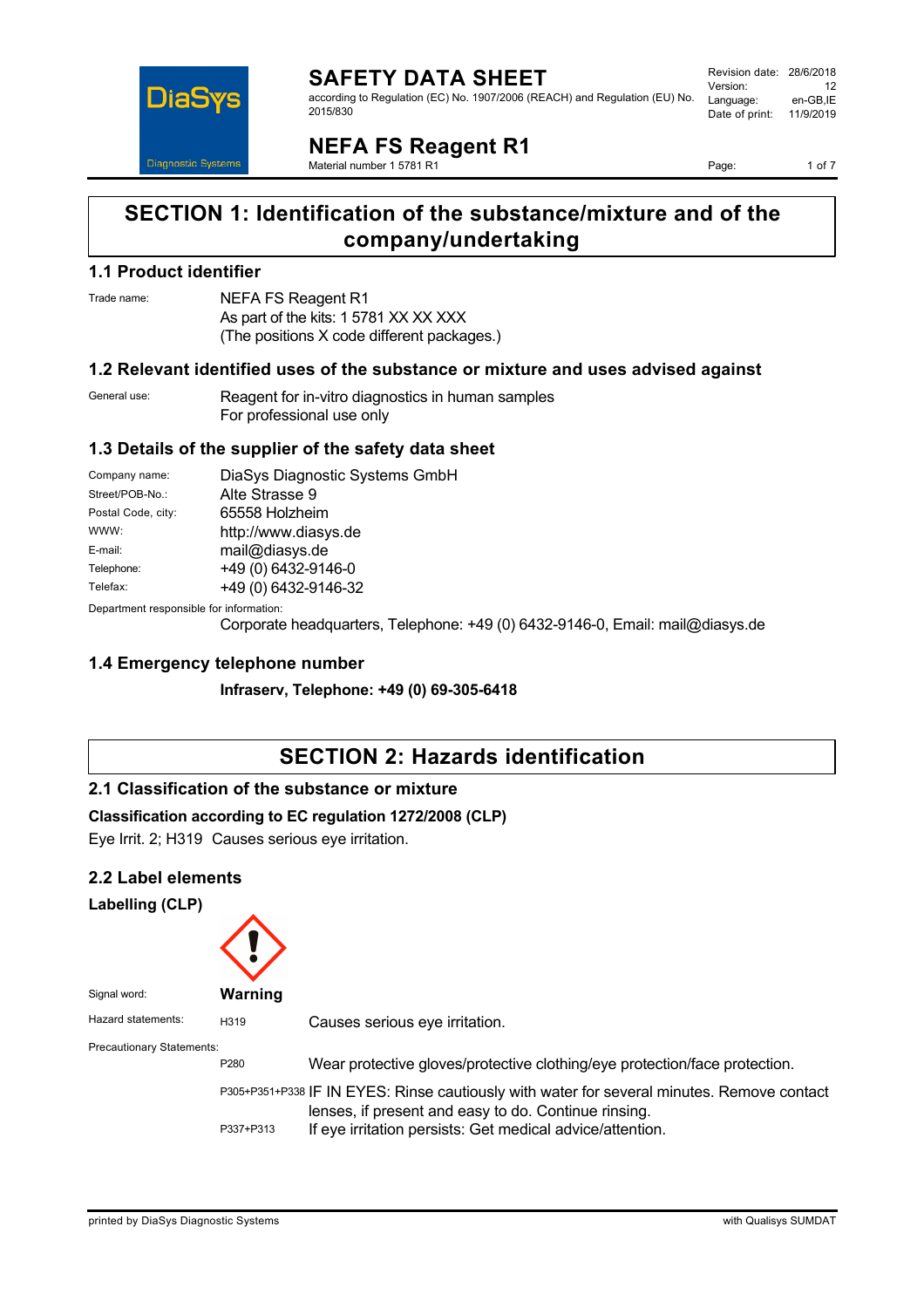# SAFETY DATA SHEET

according to Regulation (EC) No. 1907/2006 (REACH) and Regulation (EU) No. 2015/830

Revision date: 28/6/2018
Version: 12
Language: en-GB,IE
Date of print: 11/9/2019

# NEFA FS Reagent R1

Material number 1 5781 R1

## SECTION 1: Identification of the substance/mixture and of the company/undertaking

### 1.1 Product identifier

Trade name: NEFA FS Reagent R1
As part of the kits: 1 5781 XX XX XXX
(The positions X code different packages.)

### 1.2 Relevant identified uses of the substance or mixture and uses advised against

General use: Reagent for in-vitro diagnostics in human samples
For professional use only

### 1.3 Details of the supplier of the safety data sheet

| | |
|---|---|
| Company name: | DiaSys Diagnostic Systems GmbH |
| Street/POB-No.: | Alte Strasse 9 |
| Postal Code, city: | 65558 Holzheim |
| WWW: | http://www.diasys.de |
| E-mail: | mail@diasys.de |
| Telephone: | +49 (0) 6432-9146-0 |
| Telefax: | +49 (0) 6432-9146-32 |

Department responsible for information:
Corporate headquarters, Telephone: +49 (0) 6432-9146-0, Email: mail@diasys.de

### 1.4 Emergency telephone number

**Infraserv, Telephone: +49 (0) 69-305-6418**

## SECTION 2: Hazards identification

### 2.1 Classification of the substance or mixture

**Classification according to EC regulation 1272/2008 (CLP)**

Eye Irrit. 2; H319 Causes serious eye irritation.

### 2.2 Label elements

**Labelling (CLP)**

Signal word: **Warning**

Hazard statements:

| | |
|---|---|
| H319 | Causes serious eye irritation. |

Precautionary Statements:

| | |
|---|---|
| P280 | Wear protective gloves/protective clothing/eye protection/face protection. |
| P305+P351+P338 | IF IN EYES: Rinse cautiously with water for several minutes. Remove contact lenses, if present and easy to do. Continue rinsing. |
| P337+P313 | If eye irritation persists: Get medical advice/attention. |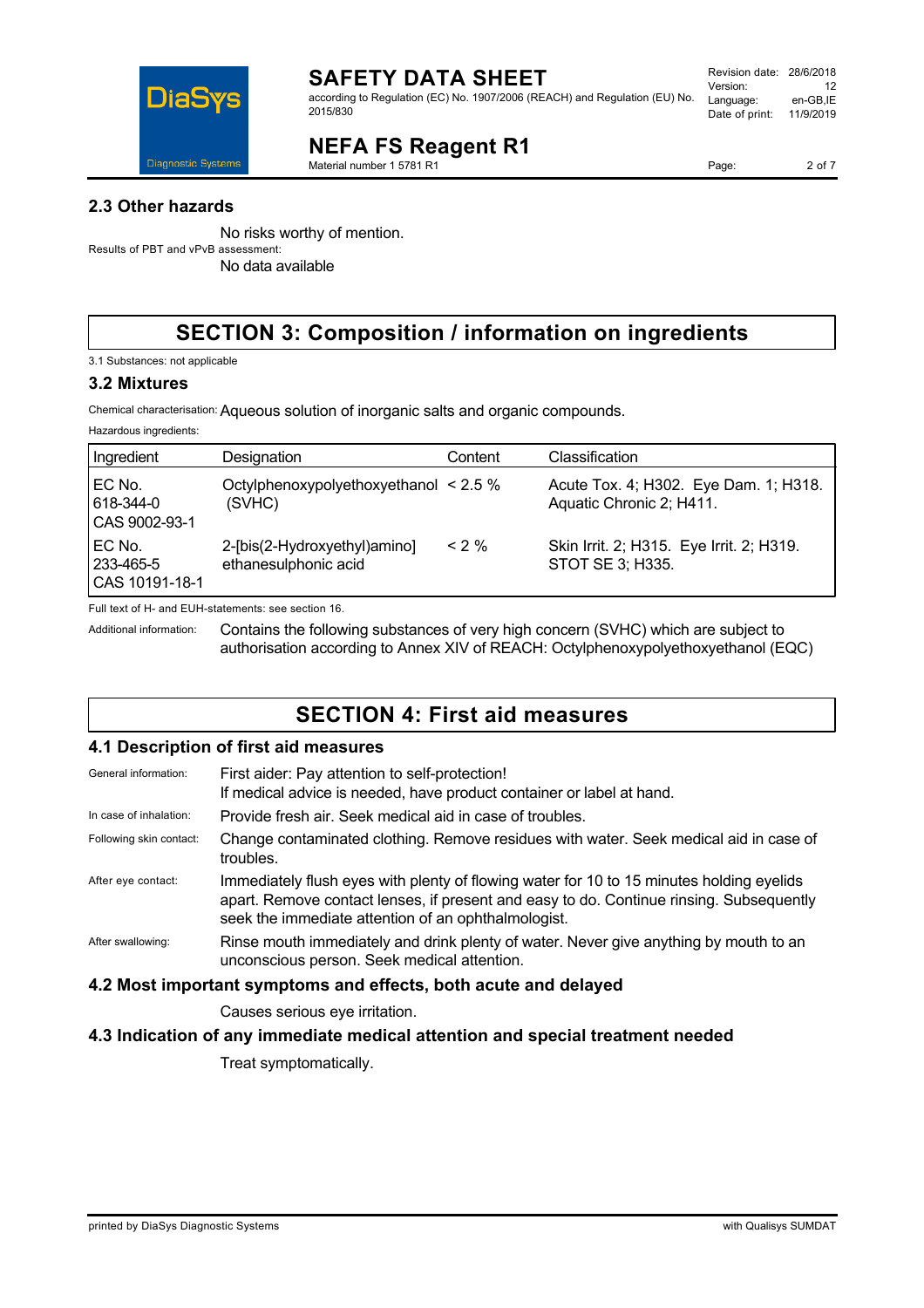### 2.3 Other hazards

No risks worthy of mention.

Results of PBT and vPvB assessment:

No data available

## SECTION 3: Composition / information on ingredients

3.1 Substances: not applicable

### 3.2 Mixtures

Chemical characterisation: Aqueous solution of inorganic salts and organic compounds.

Hazardous ingredients:

| Ingredient | Designation | Content | Classification |
|---|---|---|---|
| EC No. 618-344-0 CAS 9002-93-1 | Octylphenoxypolyethoxyethanol (SVHC) | < 2.5 % | Acute Tox. 4; H302. Eye Dam. 1; H318. Aquatic Chronic 2; H411. |
| EC No. 233-465-5 CAS 10191-18-1 | 2-[bis(2-Hydroxyethyl)amino] ethanesulphonic acid | < 2 % | Skin Irrit. 2; H315. Eye Irrit. 2; H319. STOT SE 3; H335. |

Full text of H- and EUH-statements: see section 16.

Additional information: Contains the following substances of very high concern (SVHC) which are subject to authorisation according to Annex XIV of REACH: Octylphenoxypolyethoxyethanol (EQC)

## SECTION 4: First aid measures

### 4.1 Description of first aid measures

General information: First aider: Pay attention to self-protection! If medical advice is needed, have product container or label at hand.

In case of inhalation: Provide fresh air. Seek medical aid in case of troubles.

Following skin contact: Change contaminated clothing. Remove residues with water. Seek medical aid in case of troubles.

After eye contact: Immediately flush eyes with plenty of flowing water for 10 to 15 minutes holding eyelids apart. Remove contact lenses, if present and easy to do. Continue rinsing. Subsequently seek the immediate attention of an ophthalmologist.

After swallowing: Rinse mouth immediately and drink plenty of water. Never give anything by mouth to an unconscious person. Seek medical attention.

### 4.2 Most important symptoms and effects, both acute and delayed

Causes serious eye irritation.

### 4.3 Indication of any immediate medical attention and special treatment needed

Treat symptomatically.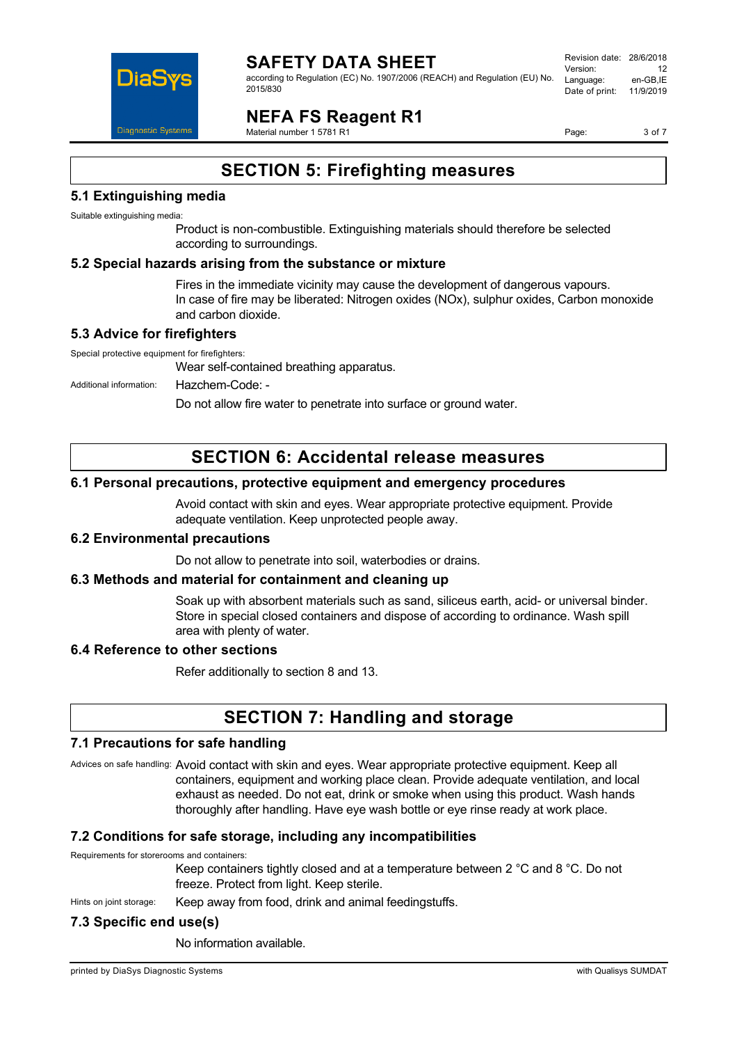## SECTION 5: Firefighting measures

### 5.1 Extinguishing media

Suitable extinguishing media:

Product is non-combustible. Extinguishing materials should therefore be selected according to surroundings.

### 5.2 Special hazards arising from the substance or mixture

Fires in the immediate vicinity may cause the development of dangerous vapours.
In case of fire may be liberated: Nitrogen oxides (NOx), sulphur oxides, Carbon monoxide and carbon dioxide.

### 5.3 Advice for firefighters

Special protective equipment for firefighters:

Wear self-contained breathing apparatus.

Additional information: Hazchem-Code: -

Do not allow fire water to penetrate into surface or ground water.

## SECTION 6: Accidental release measures

### 6.1 Personal precautions, protective equipment and emergency procedures

Avoid contact with skin and eyes. Wear appropriate protective equipment. Provide adequate ventilation. Keep unprotected people away.

### 6.2 Environmental precautions

Do not allow to penetrate into soil, waterbodies or drains.

### 6.3 Methods and material for containment and cleaning up

Soak up with absorbent materials such as sand, siliceus earth, acid- or universal binder. Store in special closed containers and dispose of according to ordinance. Wash spill area with plenty of water.

### 6.4 Reference to other sections

Refer additionally to section 8 and 13.

## SECTION 7: Handling and storage

### 7.1 Precautions for safe handling

Advices on safe handling: Avoid contact with skin and eyes. Wear appropriate protective equipment. Keep all containers, equipment and working place clean. Provide adequate ventilation, and local exhaust as needed. Do not eat, drink or smoke when using this product. Wash hands thoroughly after handling. Have eye wash bottle or eye rinse ready at work place.

### 7.2 Conditions for safe storage, including any incompatibilities

Requirements for storerooms and containers:

Keep containers tightly closed and at a temperature between 2 °C and 8 °C. Do not freeze. Protect from light. Keep sterile.

Hints on joint storage: Keep away from food, drink and animal feedingstuffs.

### 7.3 Specific end use(s)

No information available.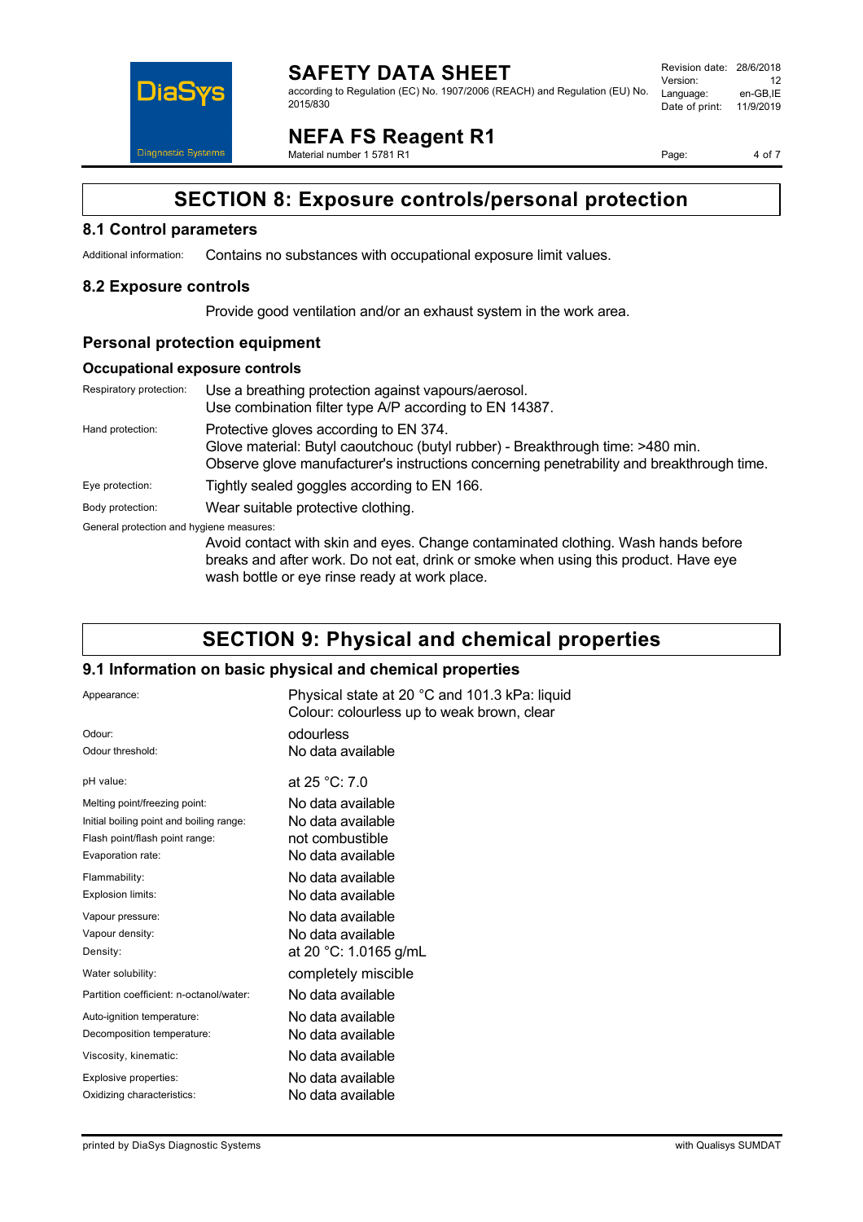## SECTION 8: Exposure controls/personal protection

### 8.1 Control parameters

Additional information: Contains no substances with occupational exposure limit values.

### 8.2 Exposure controls

Provide good ventilation and/or an exhaust system in the work area.

### Personal protection equipment

#### Occupational exposure controls

Respiratory protection: Use a breathing protection against vapours/aerosol.
Use combination filter type A/P according to EN 14387.

Hand protection: Protective gloves according to EN 374.
Glove material: Butyl caoutchouc (butyl rubber) - Breakthrough time: >480 min.
Observe glove manufacturer's instructions concerning penetrability and breakthrough time.

Eye protection: Tightly sealed goggles according to EN 166.

Body protection: Wear suitable protective clothing.

General protection and hygiene measures:
Avoid contact with skin and eyes. Change contaminated clothing. Wash hands before breaks and after work. Do not eat, drink or smoke when using this product. Have eye wash bottle or eye rinse ready at work place.

## SECTION 9: Physical and chemical properties

### 9.1 Information on basic physical and chemical properties

| Property | Value |
|---|---|
| Appearance: | Physical state at 20 °C and 101.3 kPa: liquid<br>Colour: colourless up to weak brown, clear |
| Odour: | odourless |
| Odour threshold: | No data available |
| pH value: | at 25 °C: 7.0 |
| Melting point/freezing point: | No data available |
| Initial boiling point and boiling range: | No data available |
| Flash point/flash point range: | not combustible |
| Evaporation rate: | No data available |
| Flammability: | No data available |
| Explosion limits: | No data available |
| Vapour pressure: | No data available |
| Vapour density: | No data available |
| Density: | at 20 °C: 1.0165 g/mL |
| Water solubility: | completely miscible |
| Partition coefficient: n-octanol/water: | No data available |
| Auto-ignition temperature: | No data available |
| Decomposition temperature: | No data available |
| Viscosity, kinematic: | No data available |
| Explosive properties: | No data available |
| Oxidizing characteristics: | No data available |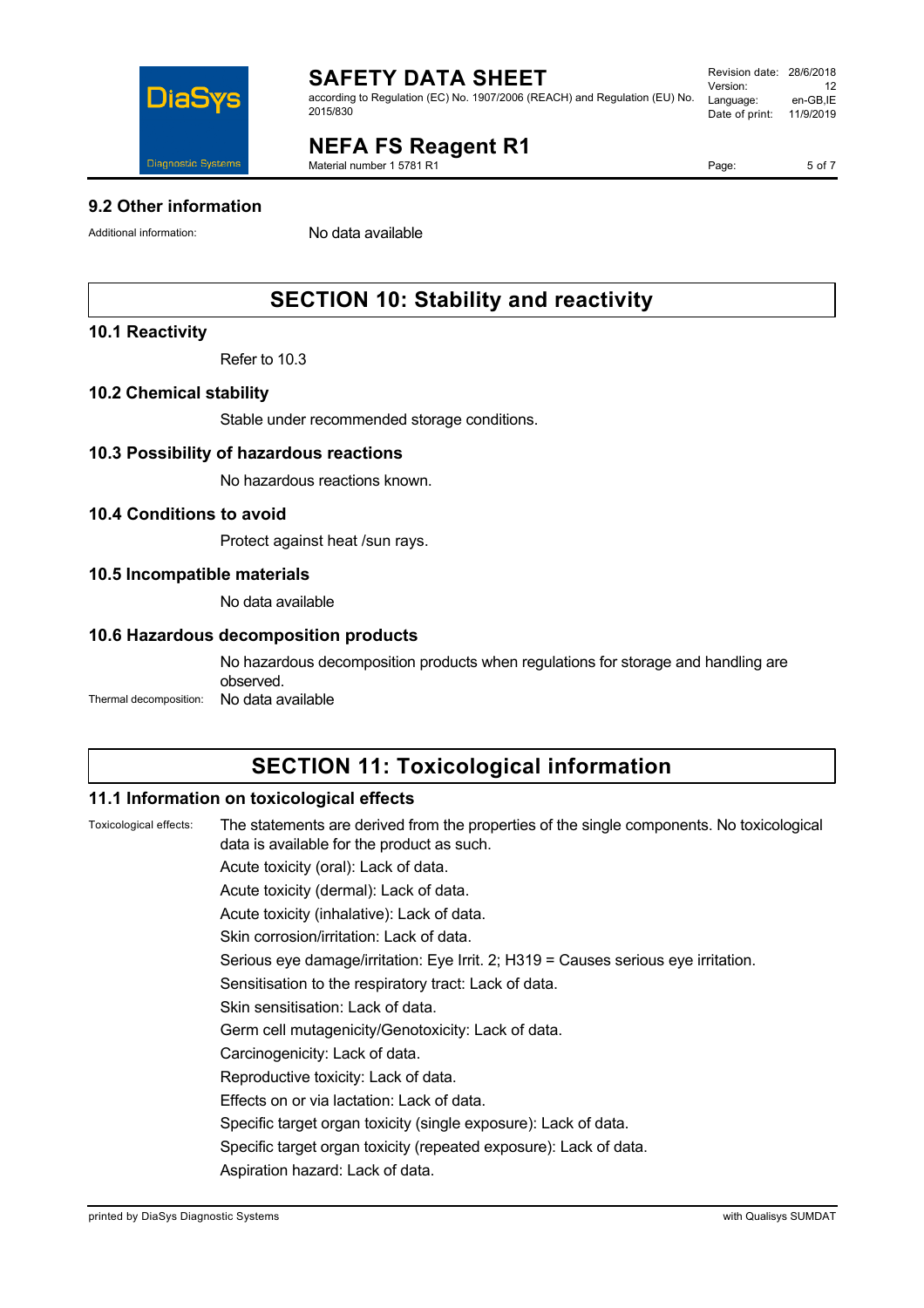### 9.2 Other information

Additional information: No data available

## SECTION 10: Stability and reactivity

### 10.1 Reactivity

Refer to 10.3

### 10.2 Chemical stability

Stable under recommended storage conditions.

### 10.3 Possibility of hazardous reactions

No hazardous reactions known.

### 10.4 Conditions to avoid

Protect against heat /sun rays.

### 10.5 Incompatible materials

No data available

### 10.6 Hazardous decomposition products

No hazardous decomposition products when regulations for storage and handling are observed.

Thermal decomposition: No data available

## SECTION 11: Toxicological information

### 11.1 Information on toxicological effects

Toxicological effects: The statements are derived from the properties of the single components. No toxicological data is available for the product as such.

Acute toxicity (oral): Lack of data.

Acute toxicity (dermal): Lack of data.

Acute toxicity (inhalative): Lack of data.

Skin corrosion/irritation: Lack of data.

Serious eye damage/irritation: Eye Irrit. 2; H319 = Causes serious eye irritation.

Sensitisation to the respiratory tract: Lack of data.

Skin sensitisation: Lack of data.

Germ cell mutagenicity/Genotoxicity: Lack of data.

Carcinogenicity: Lack of data.

Reproductive toxicity: Lack of data.

Effects on or via lactation: Lack of data.

Specific target organ toxicity (single exposure): Lack of data.

Specific target organ toxicity (repeated exposure): Lack of data.

Aspiration hazard: Lack of data.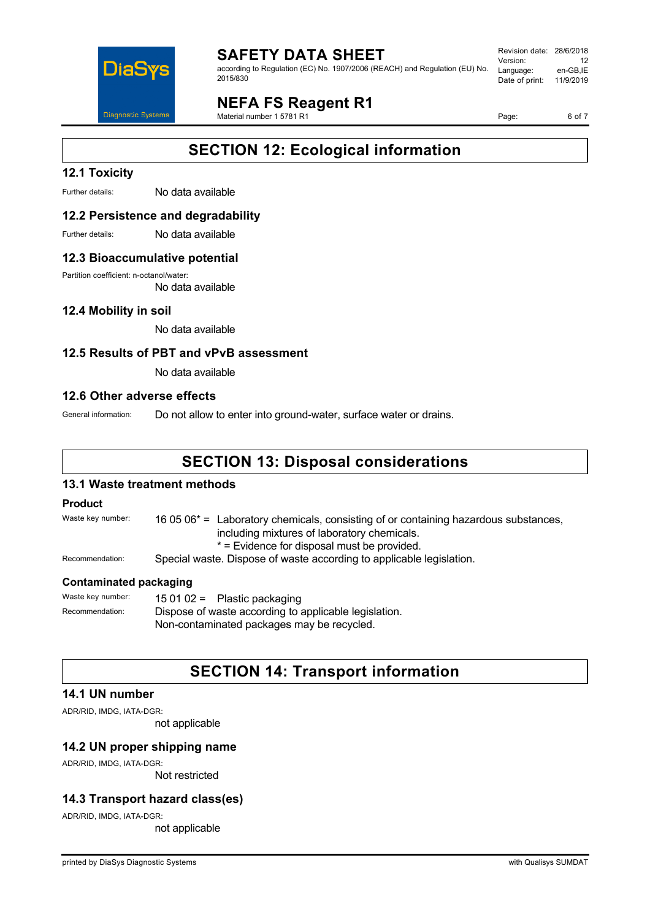## SECTION 12: Ecological information

### 12.1 Toxicity

Further details: No data available

### 12.2 Persistence and degradability

Further details: No data available

### 12.3 Bioaccumulative potential

Partition coefficient: n-octanol/water:
No data available

### 12.4 Mobility in soil

No data available

### 12.5 Results of PBT and vPvB assessment

No data available

### 12.6 Other adverse effects

General information: Do not allow to enter into ground-water, surface water or drains.

## SECTION 13: Disposal considerations

### 13.1 Waste treatment methods

**Product**

Waste key number: 16 05 06* = Laboratory chemicals, consisting of or containing hazardous substances, including mixtures of laboratory chemicals.
* = Evidence for disposal must be provided.

Recommendation: Special waste. Dispose of waste according to applicable legislation.

**Contaminated packaging**

Waste key number: 15 01 02 = Plastic packaging

Recommendation: Dispose of waste according to applicable legislation.
Non-contaminated packages may be recycled.

## SECTION 14: Transport information

### 14.1 UN number

ADR/RID, IMDG, IATA-DGR:
not applicable

### 14.2 UN proper shipping name

ADR/RID, IMDG, IATA-DGR:
Not restricted

### 14.3 Transport hazard class(es)

ADR/RID, IMDG, IATA-DGR:
not applicable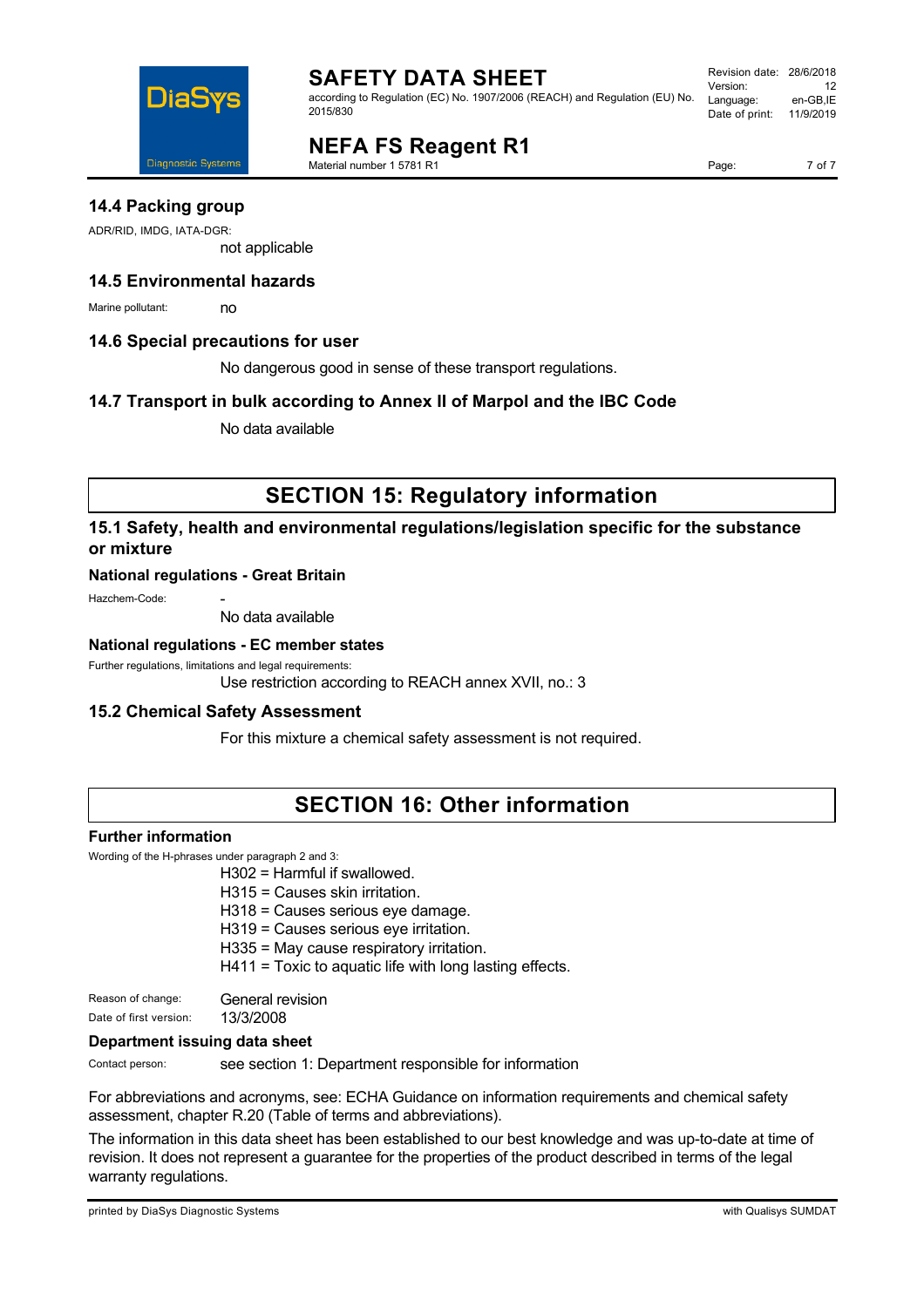### 14.4 Packing group

ADR/RID, IMDG, IATA-DGR:

not applicable

### 14.5 Environmental hazards

Marine pollutant: no

### 14.6 Special precautions for user

No dangerous good in sense of these transport regulations.

### 14.7 Transport in bulk according to Annex II of Marpol and the IBC Code

No data available

## SECTION 15: Regulatory information

### 15.1 Safety, health and environmental regulations/legislation specific for the substance or mixture

#### National regulations - Great Britain

Hazchem-Code: -

No data available

#### National regulations - EC member states

Further regulations, limitations and legal requirements:

Use restriction according to REACH annex XVII, no.: 3

### 15.2 Chemical Safety Assessment

For this mixture a chemical safety assessment is not required.

## SECTION 16: Other information

#### Further information

Wording of the H-phrases under paragraph 2 and 3:

H302 = Harmful if swallowed.
H315 = Causes skin irritation.
H318 = Causes serious eye damage.
H319 = Causes serious eye irritation.
H335 = May cause respiratory irritation.
H411 = Toxic to aquatic life with long lasting effects.

Reason of change: General revision
Date of first version: 13/3/2008

#### Department issuing data sheet

Contact person: see section 1: Department responsible for information

For abbreviations and acronyms, see: ECHA Guidance on information requirements and chemical safety assessment, chapter R.20 (Table of terms and abbreviations).

The information in this data sheet has been established to our best knowledge and was up-to-date at time of revision. It does not represent a guarantee for the properties of the product described in terms of the legal warranty regulations.